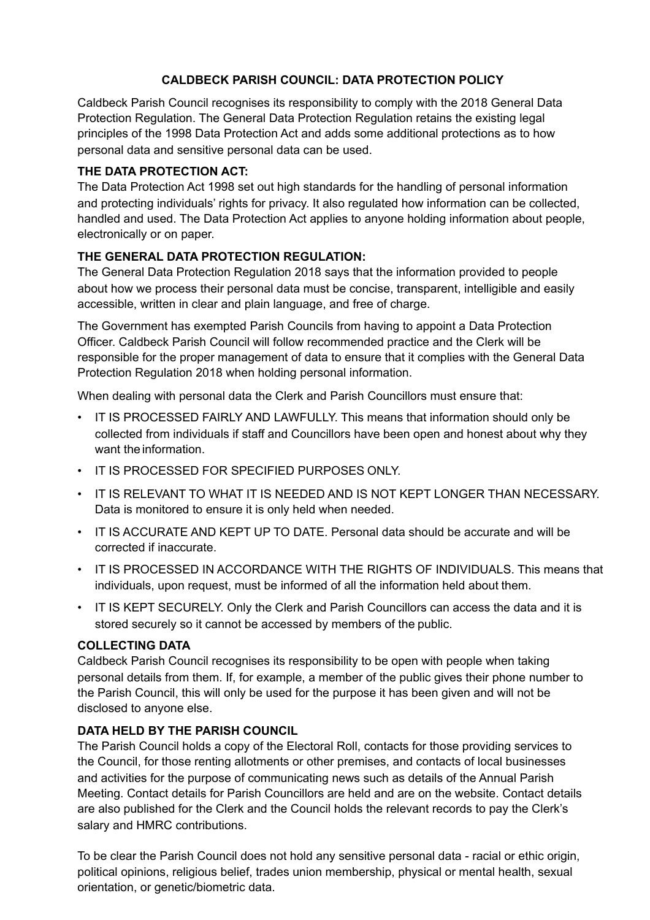# CALDBECK PARISH COUNCIL: DATA PROTECTION POLICY

Caldbeck Parish Council recognises its responsibility to comply with the 2018 General Data Protection Regulation. The General Data Protection Regulation retains the existing legal principles of the 1998 Data Protection Act and adds some additional protections as to how personal data and sensitive personal data can be used.

## THE DATA PROTECTION ACT:

The Data Protection Act 1998 set out high standards for the handling of personal information and protecting individuals' rights for privacy. It also regulated how information can be collected, handled and used. The Data Protection Act applies to anyone holding information about people, electronically or on paper.

## THE GENERAL DATA PROTECTION REGULATION:

The General Data Protection Regulation 2018 says that the information provided to people about how we process their personal data must be concise, transparent, intelligible and easily accessible, written in clear and plain language, and free of charge.

The Government has exempted Parish Councils from having to appoint a Data Protection Officer. Caldbeck Parish Council will follow recommended practice and the Clerk will be responsible for the proper management of data to ensure that it complies with the General Data Protection Regulation 2018 when holding personal information.

When dealing with personal data the Clerk and Parish Councillors must ensure that:

- IT IS PROCESSED FAIRLY AND LAWFULLY. This means that information should only be collected from individuals if staff and Councillors have been open and honest about why they want the information.
- IT IS PROCESSED FOR SPECIFIED PURPOSES ONLY.
- IT IS RELEVANT TO WHAT IT IS NEEDED AND IS NOT KEPT LONGER THAN NECESSARY. Data is monitored to ensure it is only held when needed.
- IT IS ACCURATE AND KEPT UP TO DATE. Personal data should be accurate and will be corrected if inaccurate.
- IT IS PROCESSED IN ACCORDANCE WITH THE RIGHTS OF INDIVIDUALS. This means that individuals, upon request, must be informed of all the information held about them.
- IT IS KEPT SECURELY. Only the Clerk and Parish Councillors can access the data and it is stored securely so it cannot be accessed by members of the public.

## COLLECTING DATA

Caldbeck Parish Council recognises its responsibility to be open with people when taking personal details from them. If, for example, a member of the public gives their phone number to the Parish Council, this will only be used for the purpose it has been given and will not be disclosed to anyone else.

## DATA HELD BY THE PARISH COUNCIL

The Parish Council holds a copy of the Electoral Roll, contacts for those providing services to the Council, for those renting allotments or other premises, and contacts of local businesses and activities for the purpose of communicating news such as details of the Annual Parish Meeting. Contact details for Parish Councillors are held and are on the website. Contact details are also published for the Clerk and the Council holds the relevant records to pay the Clerk's salary and HMRC contributions.

To be clear the Parish Council does not hold any sensitive personal data - racial or ethic origin, political opinions, religious belief, trades union membership, physical or mental health, sexual orientation, or genetic/biometric data.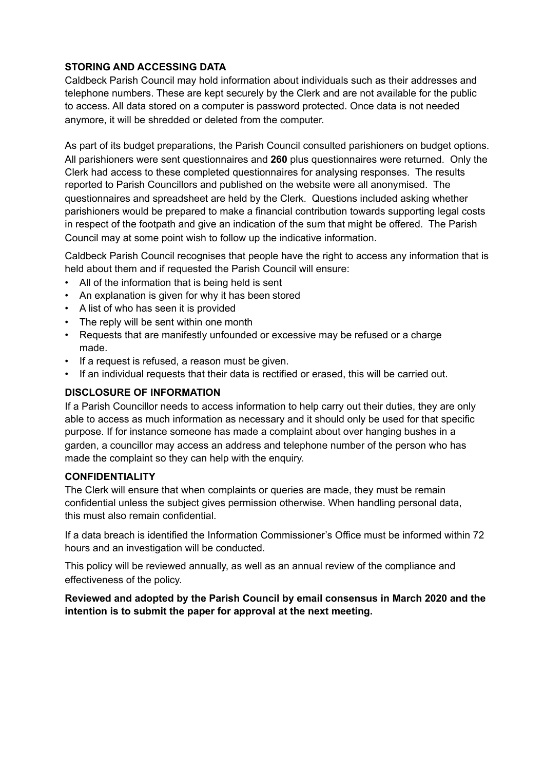## STORING AND ACCESSING DATA

Caldbeck Parish Council may hold information about individuals such as their addresses and telephone numbers. These are kept securely by the Clerk and are not available for the public to access. All data stored on a computer is password protected. Once data is not needed anymore, it will be shredded or deleted from the computer.

As part of its budget preparations, the Parish Council consulted parishioners on budget options. All parishioners were sent questionnaires and **260** plus questionnaires were returned. Only the Clerk had access to these completed questionnaires for analysing responses. The results reported to Parish Councillors and published on the website were all anonymised. The questionnaires and spreadsheet are held by the Clerk. Questions included asking whether parishioners would be prepared to make a financial contribution towards supporting legal costs in respect of the footpath and give an indication of the sum that might be offered. The Parish Council may at some point wish to follow up the indicative information.

Caldbeck Parish Council recognises that people have the right to access any information that is held about them and if requested the Parish Council will ensure:

- All of the information that is being held is sent
- An explanation is given for why it has been stored
- A list of who has seen it is provided
- The reply will be sent within one month
- Requests that are manifestly unfounded or excessive may be refused or a charge made.
- If a request is refused, a reason must be given.
- If an individual requests that their data is rectified or erased, this will be carried out.

## DISCLOSURE OF INFORMATION

If a Parish Councillor needs to access information to help carry out their duties, they are only able to access as much information as necessary and it should only be used for that specific purpose. If for instance someone has made a complaint about over hanging bushes in a garden, a councillor may access an address and telephone number of the person who has made the complaint so they can help with the enquiry.

## CONFIDENTIALITY

The Clerk will ensure that when complaints or queries are made, they must be remain confidential unless the subject gives permission otherwise. When handling personal data, this must also remain confidential.

If a data breach is identified the Information Commissioner's Office must be informed within 72 hours and an investigation will be conducted.

This policy will be reviewed annually, as well as an annual review of the compliance and effectiveness of the policy.

**Reviewed and adopted by the Parish Council by email consensus in March 2020 and the intention is to submit the paper for approval at the next meeting.**